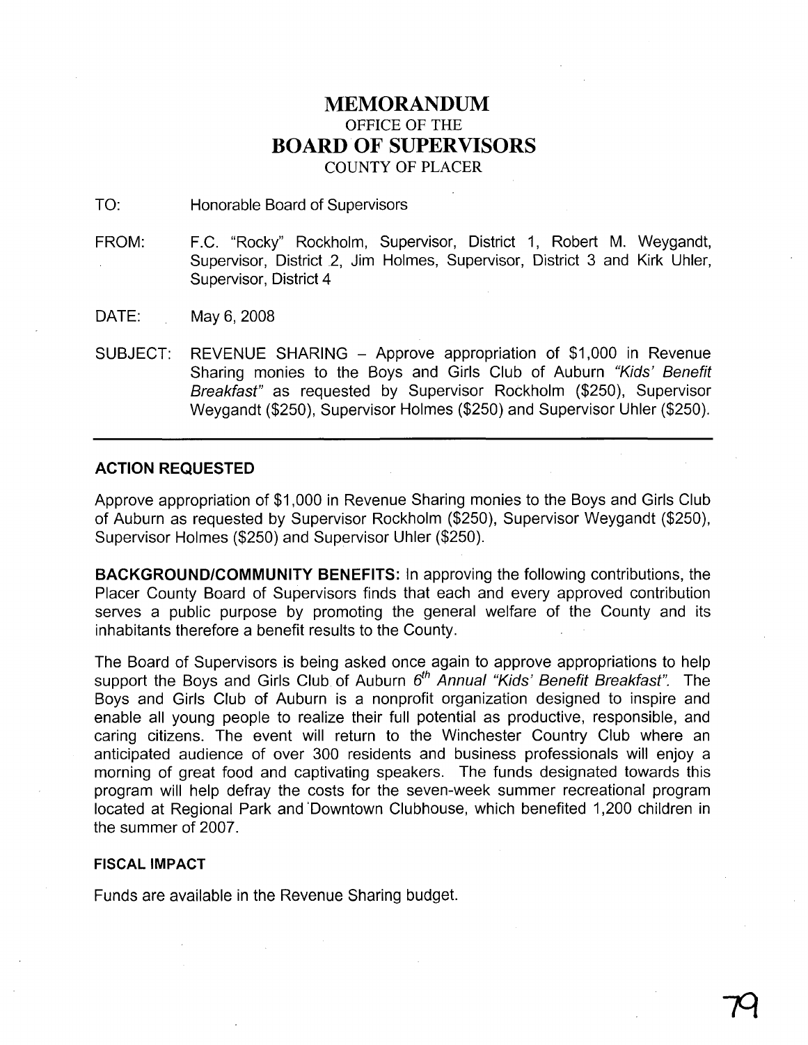# MEMORANDUM
## OFFICE OF THE
# BOARD OF SUPERVISORS
## COUNTY OF PLACER

TO: Honorable Board of Supervisors

FROM: F.C. "Rocky" Rockholm, Supervisor, District 1, Robert M. Weygandt, Supervisor, District 2, Jim Holmes, Supervisor, District 3 and Kirk Uhler, Supervisor, District 4

DATE: May 6, 2008

SUBJECT: REVENUE SHARING – Approve appropriation of $1,000 in Revenue Sharing monies to the Boys and Girls Club of Auburn *"Kids' Benefit Breakfast"* as requested by Supervisor Rockholm ($250), Supervisor Weygandt ($250), Supervisor Holmes ($250) and Supervisor Uhler ($250).

---

**ACTION REQUESTED**

Approve appropriation of $1,000 in Revenue Sharing monies to the Boys and Girls Club of Auburn as requested by Supervisor Rockholm ($250), Supervisor Weygandt ($250), Supervisor Holmes ($250) and Supervisor Uhler ($250).

**BACKGROUND/COMMUNITY BENEFITS:** In approving the following contributions, the Placer County Board of Supervisors finds that each and every approved contribution serves a public purpose by promoting the general welfare of the County and its inhabitants therefore a benefit results to the County.

The Board of Supervisors is being asked once again to approve appropriations to help support the Boys and Girls Club of Auburn *6th Annual "Kids' Benefit Breakfast".* The Boys and Girls Club of Auburn is a nonprofit organization designed to inspire and enable all young people to realize their full potential as productive, responsible, and caring citizens. The event will return to the Winchester Country Club where an anticipated audience of over 300 residents and business professionals will enjoy a morning of great food and captivating speakers. The funds designated towards this program will help defray the costs for the seven-week summer recreational program located at Regional Park and Downtown Clubhouse, which benefited 1,200 children in the summer of 2007.

**FISCAL IMPACT**

Funds are available in the Revenue Sharing budget.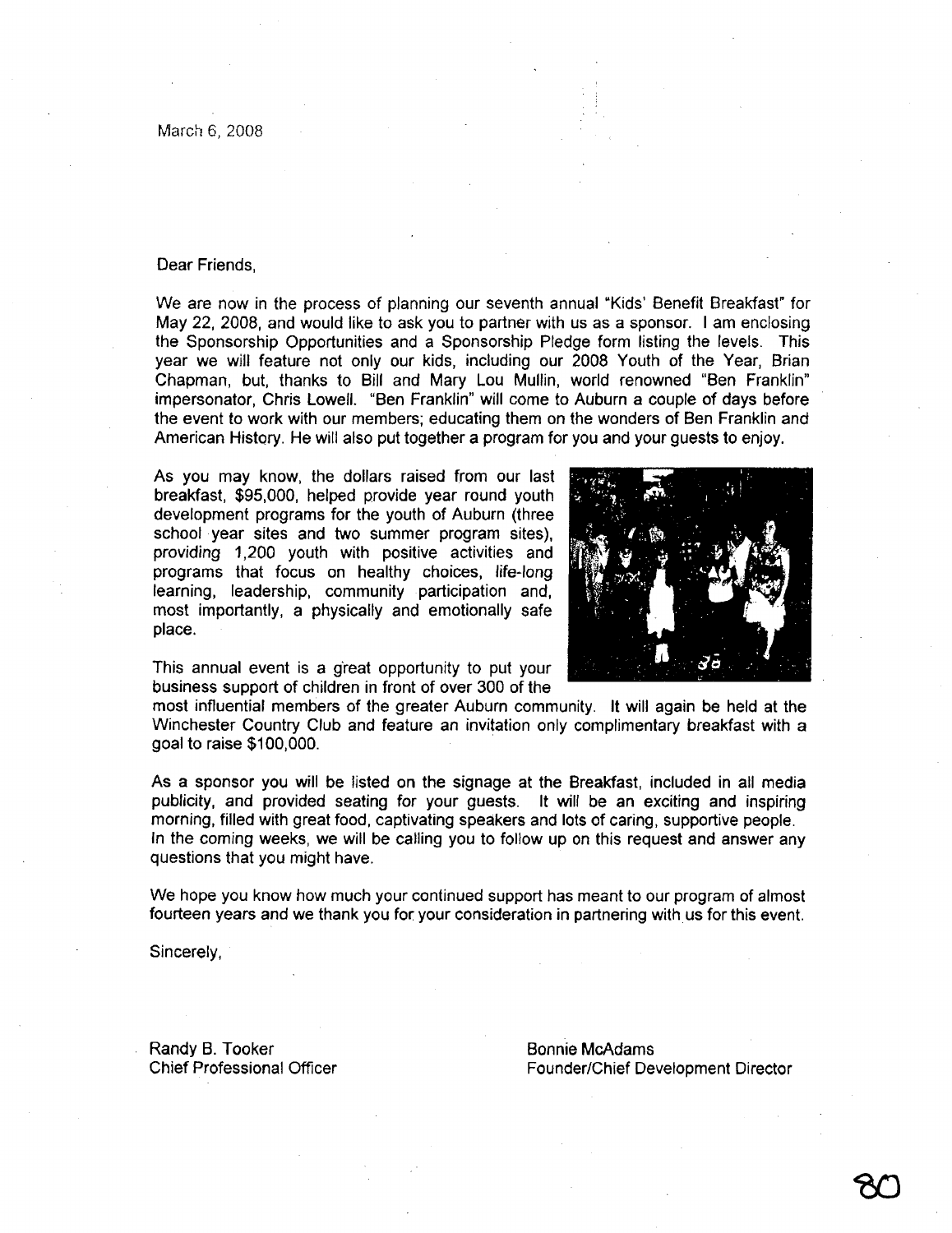March 6, 2008

Dear Friends,

We are now in the process of planning our seventh annual "Kids' Benefit Breakfast" for May 22, 2008, and would like to ask you to partner with us as a sponsor. I am enclosing the Sponsorship Opportunities and a Sponsorship Pledge form listing the levels. This year we will feature not only our kids, including our 2008 Youth of the Year, Brian Chapman, but, thanks to Bill and Mary Lou Mullin, world renowned "Ben Franklin" impersonator, Chris Lowell. "Ben Franklin" will come to Auburn a couple of days before the event to work with our members; educating them on the wonders of Ben Franklin and American History. He will also put together a program for you and your guests to enjoy.

As you may know, the dollars raised from our last breakfast, $95,000, helped provide year round youth development programs for the youth of Auburn (three school year sites and two summer program sites), providing 1,200 youth with positive activities and programs that focus on healthy choices, life-long learning, leadership, community participation and, most importantly, a physically and emotionally safe place.

This annual event is a great opportunity to put your business support of children in front of over 300 of the most influential members of the greater Auburn community. It will again be held at the Winchester Country Club and feature an invitation only complimentary breakfast with a goal to raise $100,000.

As a sponsor you will be listed on the signage at the Breakfast, included in all media publicity, and provided seating for your guests. It will be an exciting and inspiring morning, filled with great food, captivating speakers and lots of caring, supportive people. In the coming weeks, we will be calling you to follow up on this request and answer any questions that you might have.

We hope you know how much your continued support has meant to our program of almost fourteen years and we thank you for your consideration in partnering with us for this event.

Sincerely,

Randy B. Tooker
Chief Professional Officer

Bonnie McAdams
Founder/Chief Development Director